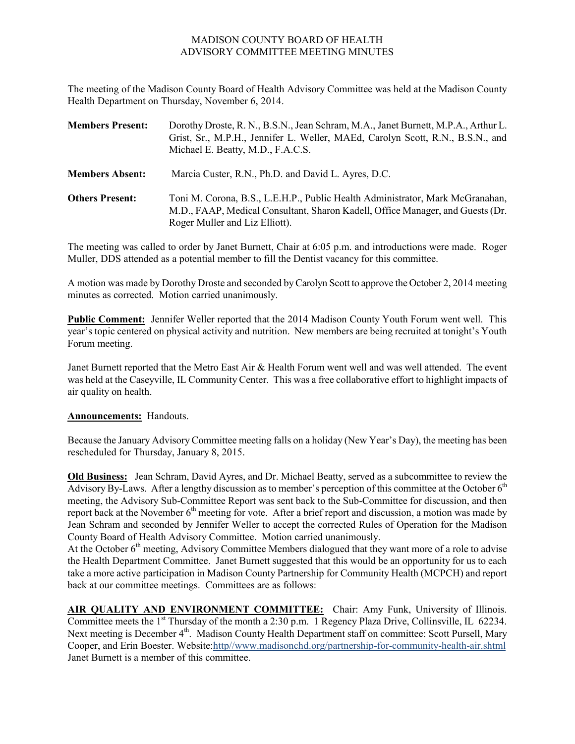MADISON COUNTY BOARD OF HEALTH
ADVISORY COMMITTEE MEETING MINUTES

The meeting of the Madison County Board of Health Advisory Committee was held at the Madison County Health Department on Thursday, November 6, 2014.

**Members Present:** Dorothy Droste, R. N., B.S.N., Jean Schram, M.A., Janet Burnett, M.P.A., Arthur L. Grist, Sr., M.P.H., Jennifer L. Weller, MAEd, Carolyn Scott, R.N., B.S.N., and Michael E. Beatty, M.D., F.A.C.S.

**Members Absent:** Marcia Custer, R.N., Ph.D. and David L. Ayres, D.C.

**Others Present:** Toni M. Corona, B.S., L.E.H.P., Public Health Administrator, Mark McGranahan, M.D., FAAP, Medical Consultant, Sharon Kadell, Office Manager, and Guests (Dr. Roger Muller and Liz Elliott).

The meeting was called to order by Janet Burnett, Chair at 6:05 p.m. and introductions were made. Roger Muller, DDS attended as a potential member to fill the Dentist vacancy for this committee.

A motion was made by Dorothy Droste and seconded by Carolyn Scott to approve the October 2, 2014 meeting minutes as corrected. Motion carried unanimously.

**Public Comment:** Jennifer Weller reported that the 2014 Madison County Youth Forum went well. This year's topic centered on physical activity and nutrition. New members are being recruited at tonight's Youth Forum meeting.

Janet Burnett reported that the Metro East Air & Health Forum went well and was well attended. The event was held at the Caseyville, IL Community Center. This was a free collaborative effort to highlight impacts of air quality on health.

**Announcements:** Handouts.

Because the January Advisory Committee meeting falls on a holiday (New Year's Day), the meeting has been rescheduled for Thursday, January 8, 2015.

**Old Business:** Jean Schram, David Ayres, and Dr. Michael Beatty, served as a subcommittee to review the Advisory By-Laws. After a lengthy discussion as to member's perception of this committee at the October 6th meeting, the Advisory Sub-Committee Report was sent back to the Sub-Committee for discussion, and then report back at the November 6th meeting for vote. After a brief report and discussion, a motion was made by Jean Schram and seconded by Jennifer Weller to accept the corrected Rules of Operation for the Madison County Board of Health Advisory Committee. Motion carried unanimously.
At the October 6th meeting, Advisory Committee Members dialogued that they want more of a role to advise the Health Department Committee. Janet Burnett suggested that this would be an opportunity for us to each take a more active participation in Madison County Partnership for Community Health (MCPCH) and report back at our committee meetings. Committees are as follows:

**AIR QUALITY AND ENVIRONMENT COMMITTEE:** Chair: Amy Funk, University of Illinois. Committee meets the 1st Thursday of the month a 2:30 p.m. 1 Regency Plaza Drive, Collinsville, IL 62234. Next meeting is December 4th. Madison County Health Department staff on committee: Scott Pursell, Mary Cooper, and Erin Boester. Website:http//www.madisonchd.org/partnership-for-community-health-air.shtml Janet Burnett is a member of this committee.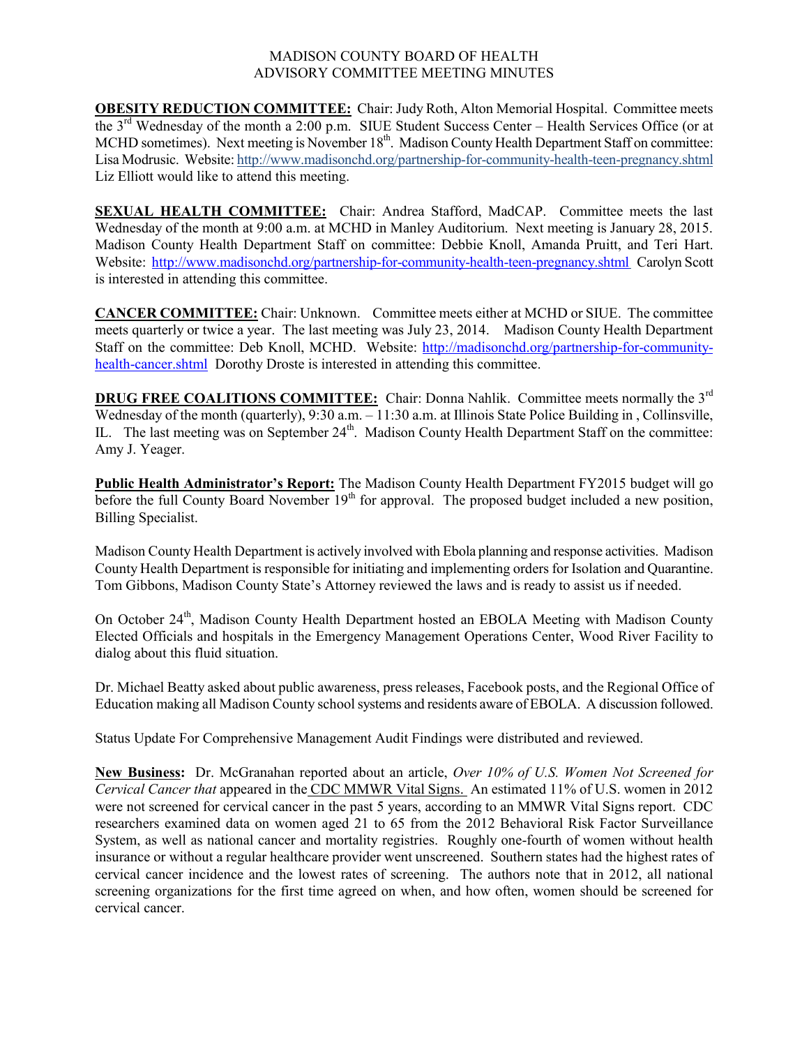MADISON COUNTY BOARD OF HEALTH
ADVISORY COMMITTEE MEETING MINUTES

**OBESITY REDUCTION COMMITTEE:** Chair: Judy Roth, Alton Memorial Hospital. Committee meets the 3rd Wednesday of the month a 2:00 p.m. SIUE Student Success Center – Health Services Office (or at MCHD sometimes). Next meeting is November 18th. Madison County Health Department Staff on committee: Lisa Modrusic. Website: http://www.madisonchd.org/partnership-for-community-health-teen-pregnancy.shtml Liz Elliott would like to attend this meeting.

**SEXUAL HEALTH COMMITTEE:** Chair: Andrea Stafford, MadCAP. Committee meets the last Wednesday of the month at 9:00 a.m. at MCHD in Manley Auditorium. Next meeting is January 28, 2015. Madison County Health Department Staff on committee: Debbie Knoll, Amanda Pruitt, and Teri Hart. Website: http://www.madisonchd.org/partnership-for-community-health-teen-pregnancy.shtml Carolyn Scott is interested in attending this committee.

**CANCER COMMITTEE:** Chair: Unknown. Committee meets either at MCHD or SIUE. The committee meets quarterly or twice a year. The last meeting was July 23, 2014. Madison County Health Department Staff on the committee: Deb Knoll, MCHD. Website: http://madisonchd.org/partnership-for-community-health-cancer.shtml Dorothy Droste is interested in attending this committee.

**DRUG FREE COALITIONS COMMITTEE:** Chair: Donna Nahlik. Committee meets normally the 3rd Wednesday of the month (quarterly), 9:30 a.m. – 11:30 a.m. at Illinois State Police Building in , Collinsville, IL. The last meeting was on September 24th. Madison County Health Department Staff on the committee: Amy J. Yeager.

**Public Health Administrator's Report:** The Madison County Health Department FY2015 budget will go before the full County Board November 19th for approval. The proposed budget included a new position, Billing Specialist.

Madison County Health Department is actively involved with Ebola planning and response activities. Madison County Health Department is responsible for initiating and implementing orders for Isolation and Quarantine. Tom Gibbons, Madison County State's Attorney reviewed the laws and is ready to assist us if needed.

On October 24th, Madison County Health Department hosted an EBOLA Meeting with Madison County Elected Officials and hospitals in the Emergency Management Operations Center, Wood River Facility to dialog about this fluid situation.

Dr. Michael Beatty asked about public awareness, press releases, Facebook posts, and the Regional Office of Education making all Madison County school systems and residents aware of EBOLA. A discussion followed.

Status Update For Comprehensive Management Audit Findings were distributed and reviewed.

**New Business:** Dr. McGranahan reported about an article, *Over 10% of U.S. Women Not Screened for Cervical Cancer that* appeared in the CDC MMWR Vital Signs. An estimated 11% of U.S. women in 2012 were not screened for cervical cancer in the past 5 years, according to an MMWR Vital Signs report. CDC researchers examined data on women aged 21 to 65 from the 2012 Behavioral Risk Factor Surveillance System, as well as national cancer and mortality registries. Roughly one-fourth of women without health insurance or without a regular healthcare provider went unscreened. Southern states had the highest rates of cervical cancer incidence and the lowest rates of screening. The authors note that in 2012, all national screening organizations for the first time agreed on when, and how often, women should be screened for cervical cancer.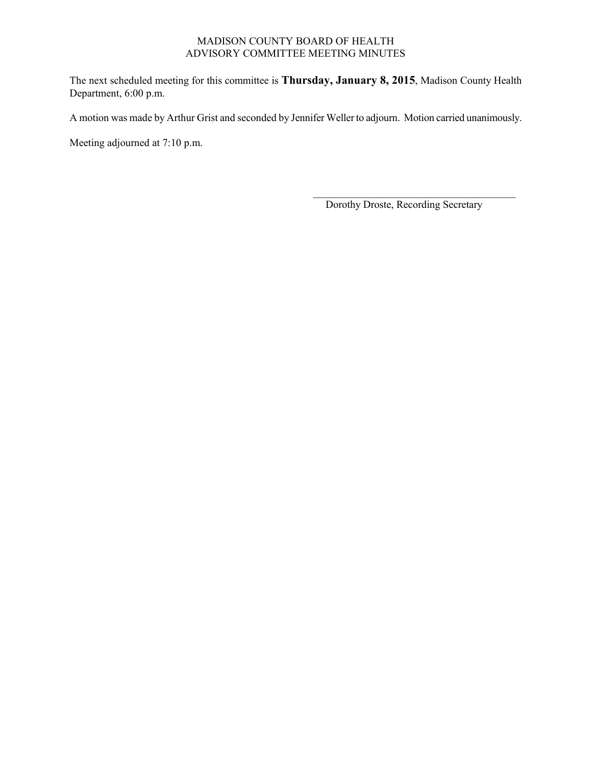MADISON COUNTY BOARD OF HEALTH
ADVISORY COMMITTEE MEETING MINUTES

The next scheduled meeting for this committee is **Thursday, January 8, 2015**, Madison County Health Department, 6:00 p.m.

A motion was made by Arthur Grist and seconded by Jennifer Weller to adjourn. Motion carried unanimously.

Meeting adjourned at 7:10 p.m.

\_\_\_\_\_\_\_\_\_\_\_\_\_\_\_\_\_\_\_\_\_\_\_\_\_\_\_\_\_\_\_\_\_\_\_\_\_\_\_\_

Dorothy Droste, Recording Secretary